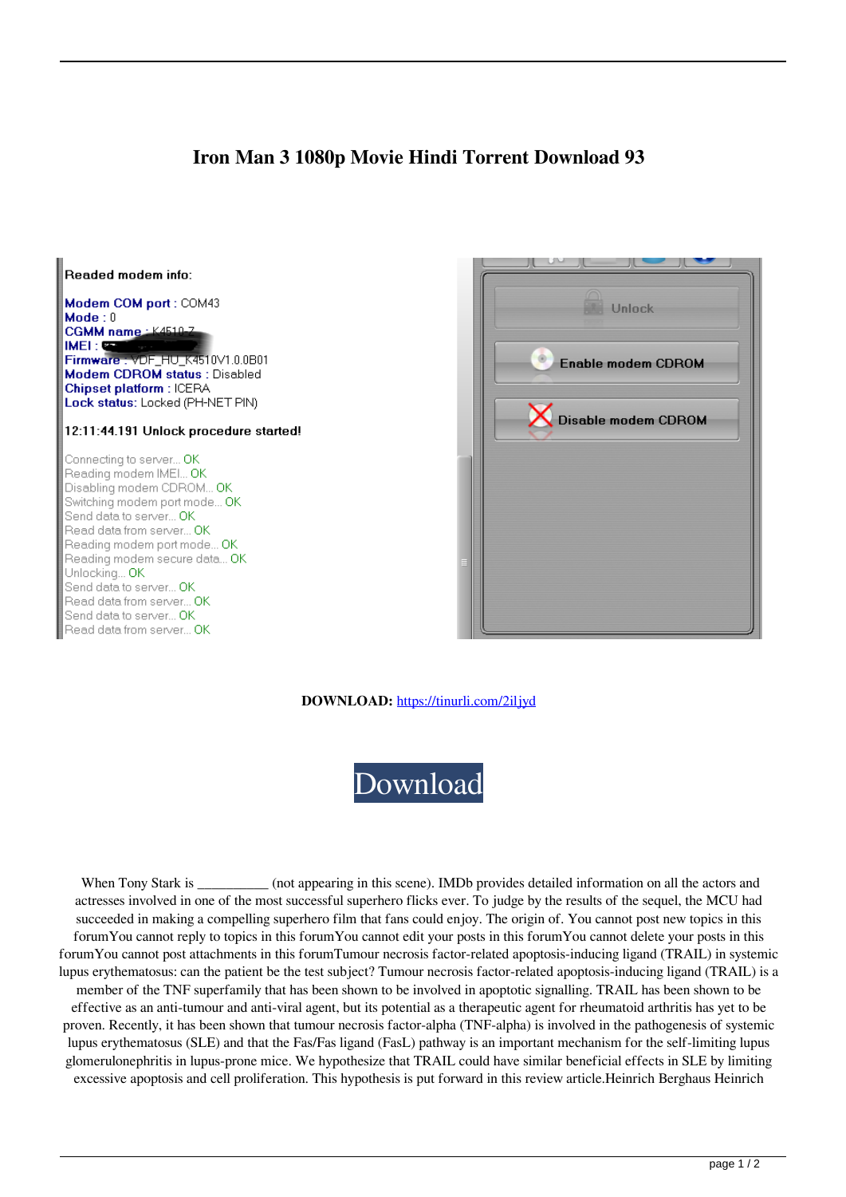# Iron Man 3 1080p Movie Hindi Torrent Download 93

**DOWNLOAD:** https://tinurli.com/2iljyd

Download

When Tony Stark is __________ (not appearing in this scene). IMDb provides detailed information on all the actors and actresses involved in one of the most successful superhero flicks ever. To judge by the results of the sequel, the MCU had succeeded in making a compelling superhero film that fans could enjoy. The origin of. You cannot post new topics in this forumYou cannot reply to topics in this forumYou cannot edit your posts in this forumYou cannot delete your posts in this forumYou cannot post attachments in this forumTumour necrosis factor-related apoptosis-inducing ligand (TRAIL) in systemic lupus erythematosus: can the patient be the test subject? Tumour necrosis factor-related apoptosis-inducing ligand (TRAIL) is a member of the TNF superfamily that has been shown to be involved in apoptotic signalling. TRAIL has been shown to be effective as an anti-tumour and anti-viral agent, but its potential as a therapeutic agent for rheumatoid arthritis has yet to be proven. Recently, it has been shown that tumour necrosis factor-alpha (TNF-alpha) is involved in the pathogenesis of systemic lupus erythematosus (SLE) and that the Fas/Fas ligand (FasL) pathway is an important mechanism for the self-limiting lupus glomerulonephritis in lupus-prone mice. We hypothesize that TRAIL could have similar beneficial effects in SLE by limiting excessive apoptosis and cell proliferation. This hypothesis is put forward in this review article.Heinrich Berghaus Heinrich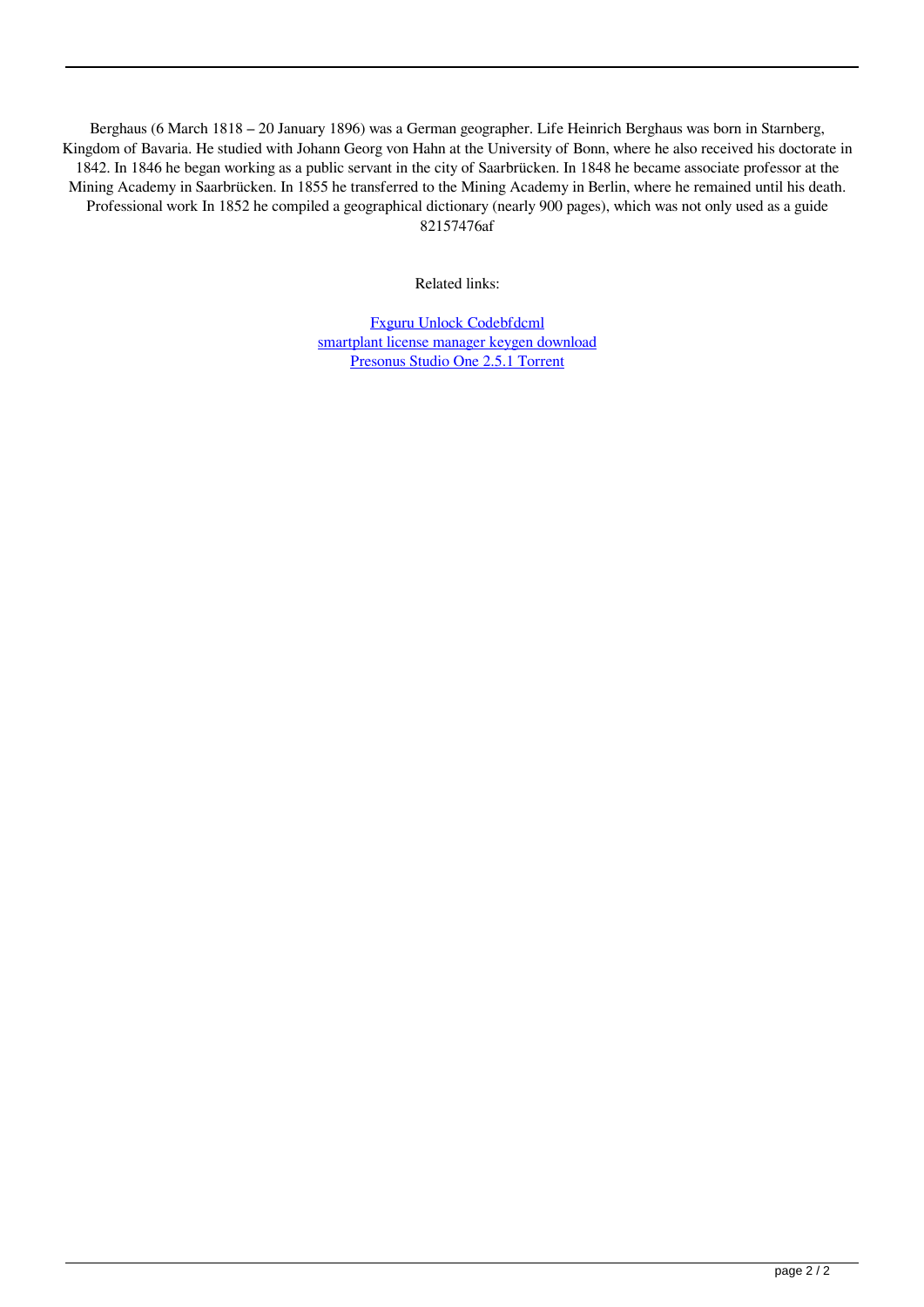Berghaus (6 March 1818 – 20 January 1896) was a German geographer. Life Heinrich Berghaus was born in Starnberg, Kingdom of Bavaria. He studied with Johann Georg von Hahn at the University of Bonn, where he also received his doctorate in 1842. In 1846 he began working as a public servant in the city of Saarbrücken. In 1848 he became associate professor at the Mining Academy in Saarbrücken. In 1855 he transferred to the Mining Academy in Berlin, where he remained until his death. Professional work In 1852 he compiled a geographical dictionary (nearly 900 pages), which was not only used as a guide 82157476af

Related links:

Fxguru Unlock Codebfdcml
smartplant license manager keygen download
Presonus Studio One 2.5.1 Torrent